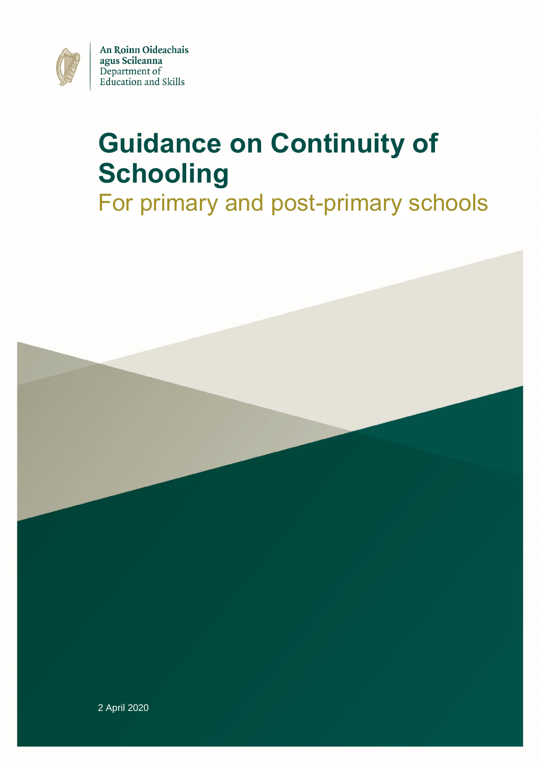An Roinn Oideachais agus Scileanna
Department of Education and Skills

# Guidance on Continuity of Schooling

## For primary and post-primary schools

2 April 2020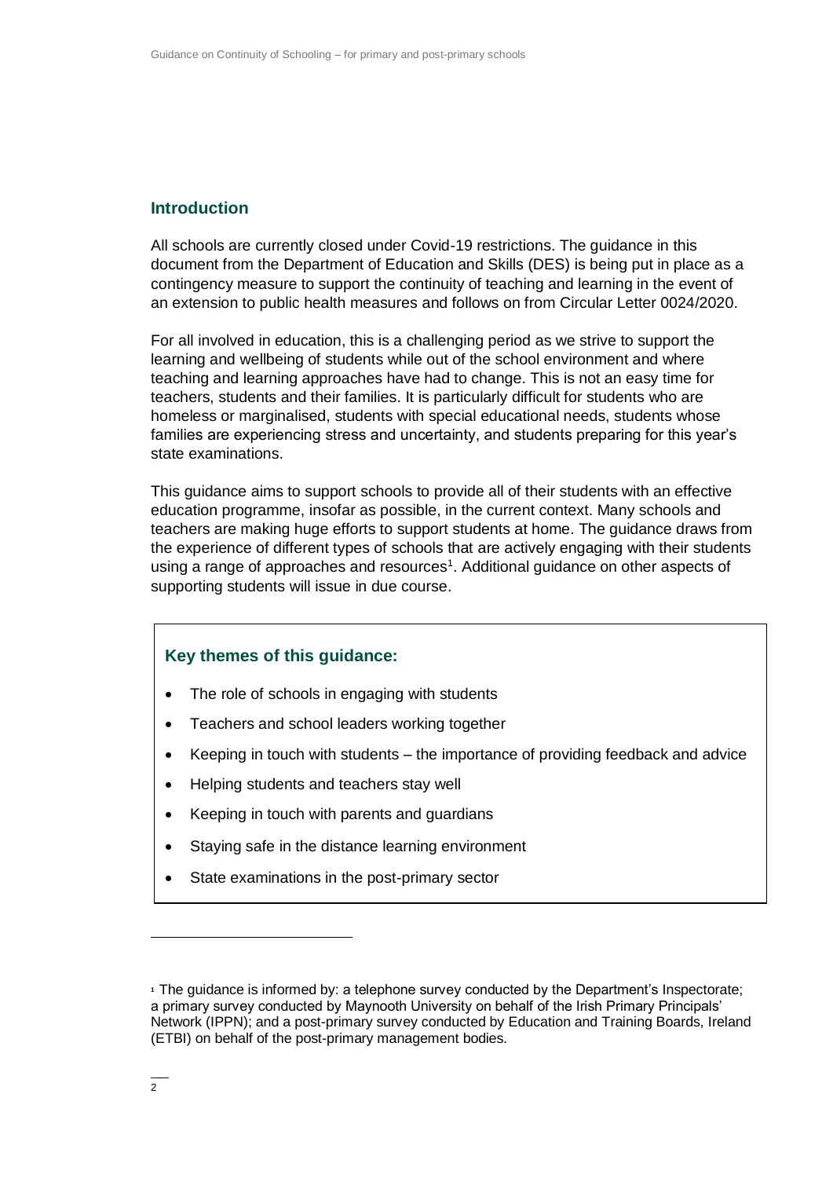## Introduction

All schools are currently closed under Covid-19 restrictions. The guidance in this document from the Department of Education and Skills (DES) is being put in place as a contingency measure to support the continuity of teaching and learning in the event of an extension to public health measures and follows on from Circular Letter 0024/2020.

For all involved in education, this is a challenging period as we strive to support the learning and wellbeing of students while out of the school environment and where teaching and learning approaches have had to change. This is not an easy time for teachers, students and their families. It is particularly difficult for students who are homeless or marginalised, students with special educational needs, students whose families are experiencing stress and uncertainty, and students preparing for this year's state examinations.

This guidance aims to support schools to provide all of their students with an effective education programme, insofar as possible, in the current context. Many schools and teachers are making huge efforts to support students at home. The guidance draws from the experience of different types of schools that are actively engaging with their students using a range of approaches and resources[1]. Additional guidance on other aspects of supporting students will issue in due course.

### Key themes of this guidance:

- The role of schools in engaging with students
- Teachers and school leaders working together
- Keeping in touch with students – the importance of providing feedback and advice
- Helping students and teachers stay well
- Keeping in touch with parents and guardians
- Staying safe in the distance learning environment
- State examinations in the post-primary sector

---

[1] The guidance is informed by: a telephone survey conducted by the Department's Inspectorate; a primary survey conducted by Maynooth University on behalf of the Irish Primary Principals' Network (IPPN); and a post-primary survey conducted by Education and Training Boards, Ireland (ETBI) on behalf of the post-primary management bodies.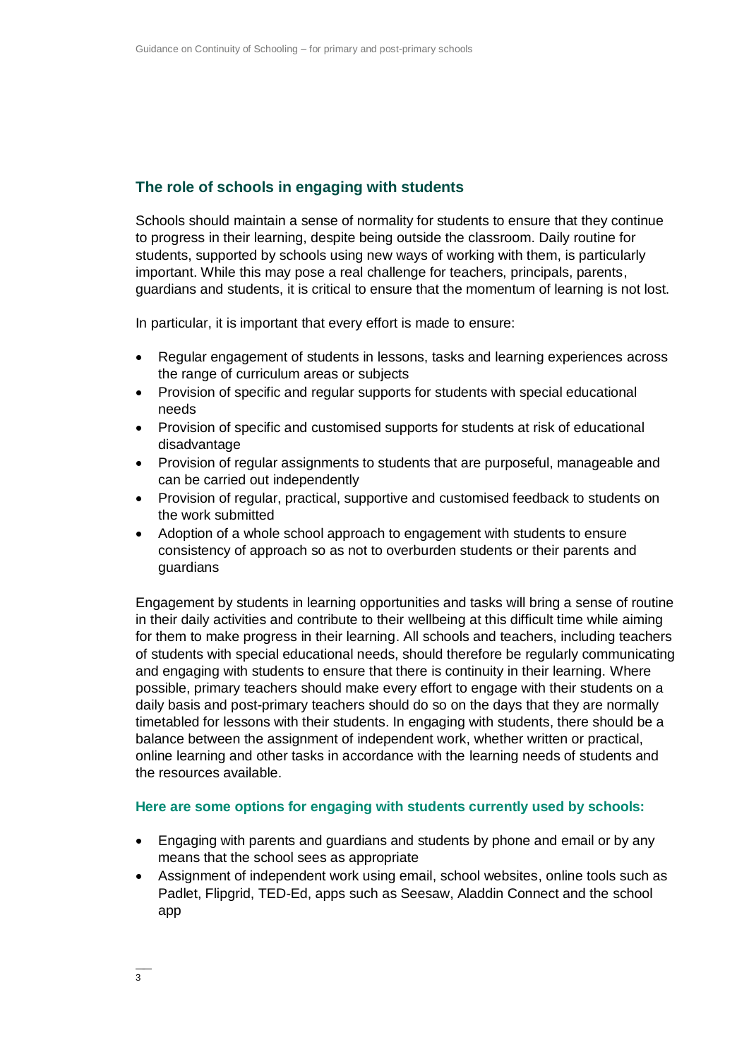## The role of schools in engaging with students

Schools should maintain a sense of normality for students to ensure that they continue to progress in their learning, despite being outside the classroom. Daily routine for students, supported by schools using new ways of working with them, is particularly important. While this may pose a real challenge for teachers, principals, parents, guardians and students, it is critical to ensure that the momentum of learning is not lost.

In particular, it is important that every effort is made to ensure:

- Regular engagement of students in lessons, tasks and learning experiences across the range of curriculum areas or subjects
- Provision of specific and regular supports for students with special educational needs
- Provision of specific and customised supports for students at risk of educational disadvantage
- Provision of regular assignments to students that are purposeful, manageable and can be carried out independently
- Provision of regular, practical, supportive and customised feedback to students on the work submitted
- Adoption of a whole school approach to engagement with students to ensure consistency of approach so as not to overburden students or their parents and guardians

Engagement by students in learning opportunities and tasks will bring a sense of routine in their daily activities and contribute to their wellbeing at this difficult time while aiming for them to make progress in their learning. All schools and teachers, including teachers of students with special educational needs, should therefore be regularly communicating and engaging with students to ensure that there is continuity in their learning. Where possible, primary teachers should make every effort to engage with their students on a daily basis and post-primary teachers should do so on the days that they are normally timetabled for lessons with their students. In engaging with students, there should be a balance between the assignment of independent work, whether written or practical, online learning and other tasks in accordance with the learning needs of students and the resources available.

### Here are some options for engaging with students currently used by schools:

- Engaging with parents and guardians and students by phone and email or by any means that the school sees as appropriate
- Assignment of independent work using email, school websites, online tools such as Padlet, Flipgrid, TED-Ed, apps such as Seesaw, Aladdin Connect and the school app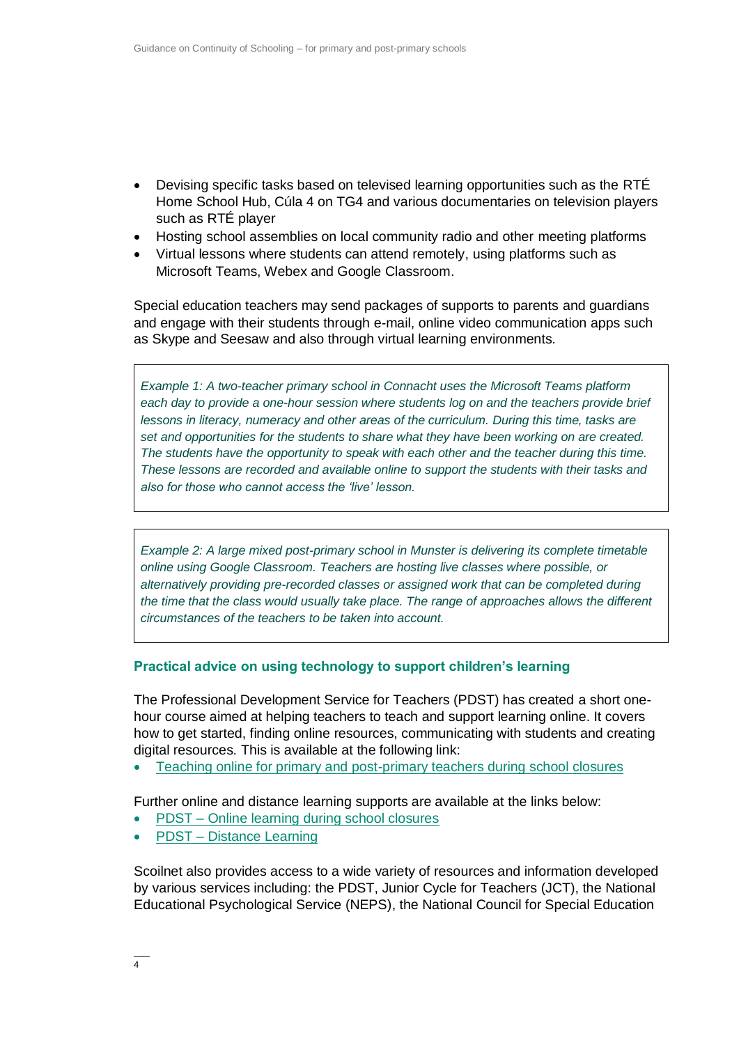- Devising specific tasks based on televised learning opportunities such as the RTÉ Home School Hub, Cúla 4 on TG4 and various documentaries on television players such as RTÉ player
- Hosting school assemblies on local community radio and other meeting platforms
- Virtual lessons where students can attend remotely, using platforms such as Microsoft Teams, Webex and Google Classroom.

Special education teachers may send packages of supports to parents and guardians and engage with their students through e-mail, online video communication apps such as Skype and Seesaw and also through virtual learning environments.

> *Example 1: A two-teacher primary school in Connacht uses the Microsoft Teams platform each day to provide a one-hour session where students log on and the teachers provide brief lessons in literacy, numeracy and other areas of the curriculum. During this time, tasks are set and opportunities for the students to share what they have been working on are created. The students have the opportunity to speak with each other and the teacher during this time. These lessons are recorded and available online to support the students with their tasks and also for those who cannot access the 'live' lesson.*

> *Example 2: A large mixed post-primary school in Munster is delivering its complete timetable online using Google Classroom. Teachers are hosting live classes where possible, or alternatively providing pre-recorded classes or assigned work that can be completed during the time that the class would usually take place. The range of approaches allows the different circumstances of the teachers to be taken into account.*

### Practical advice on using technology to support children's learning

The Professional Development Service for Teachers (PDST) has created a short one-hour course aimed at helping teachers to teach and support learning online. It covers how to get started, finding online resources, communicating with students and creating digital resources. This is available at the following link:

- Teaching online for primary and post-primary teachers during school closures

Further online and distance learning supports are available at the links below:

- PDST – Online learning during school closures
- PDST – Distance Learning

Scoilnet also provides access to a wide variety of resources and information developed by various services including: the PDST, Junior Cycle for Teachers (JCT), the National Educational Psychological Service (NEPS), the National Council for Special Education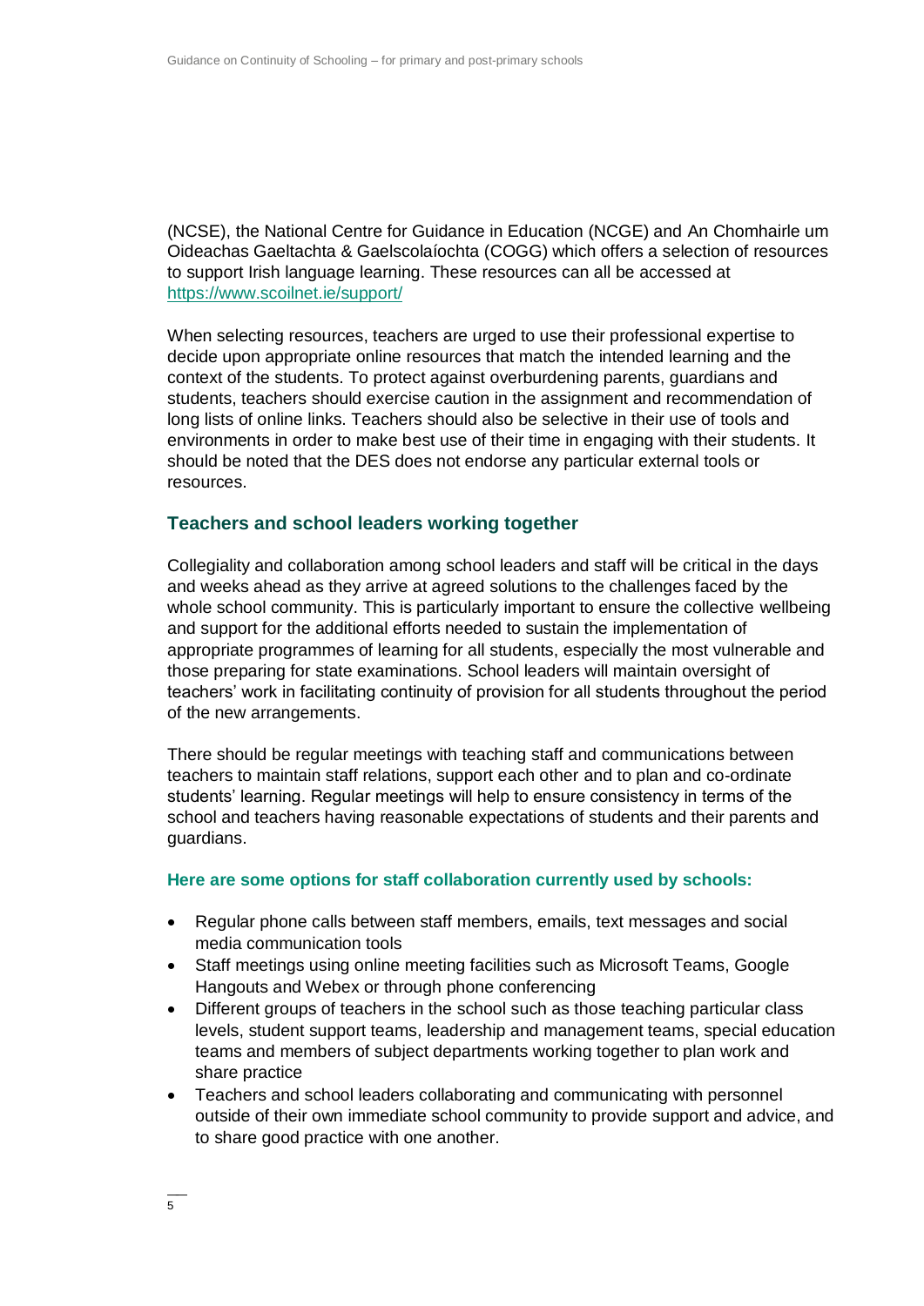(NCSE), the National Centre for Guidance in Education (NCGE) and An Chomhairle um Oideachas Gaeltachta & Gaelscolaíochta (COGG) which offers a selection of resources to support Irish language learning. These resources can all be accessed at https://www.scoilnet.ie/support/

When selecting resources, teachers are urged to use their professional expertise to decide upon appropriate online resources that match the intended learning and the context of the students. To protect against overburdening parents, guardians and students, teachers should exercise caution in the assignment and recommendation of long lists of online links. Teachers should also be selective in their use of tools and environments in order to make best use of their time in engaging with their students. It should be noted that the DES does not endorse any particular external tools or resources.

## Teachers and school leaders working together

Collegiality and collaboration among school leaders and staff will be critical in the days and weeks ahead as they arrive at agreed solutions to the challenges faced by the whole school community. This is particularly important to ensure the collective wellbeing and support for the additional efforts needed to sustain the implementation of appropriate programmes of learning for all students, especially the most vulnerable and those preparing for state examinations. School leaders will maintain oversight of teachers' work in facilitating continuity of provision for all students throughout the period of the new arrangements.

There should be regular meetings with teaching staff and communications between teachers to maintain staff relations, support each other and to plan and co-ordinate students' learning. Regular meetings will help to ensure consistency in terms of the school and teachers having reasonable expectations of students and their parents and guardians.

**Here are some options for staff collaboration currently used by schools:**

- Regular phone calls between staff members, emails, text messages and social media communication tools
- Staff meetings using online meeting facilities such as Microsoft Teams, Google Hangouts and Webex or through phone conferencing
- Different groups of teachers in the school such as those teaching particular class levels, student support teams, leadership and management teams, special education teams and members of subject departments working together to plan work and share practice
- Teachers and school leaders collaborating and communicating with personnel outside of their own immediate school community to provide support and advice, and to share good practice with one another.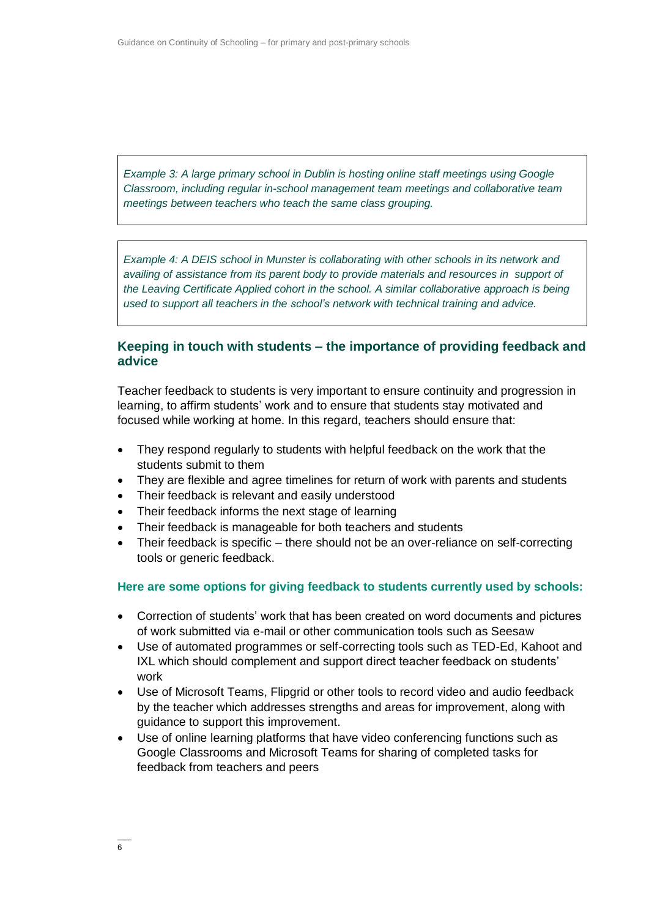*Example 3: A large primary school in Dublin is hosting online staff meetings using Google Classroom, including regular in-school management team meetings and collaborative team meetings between teachers who teach the same class grouping.*

*Example 4: A DEIS school in Munster is collaborating with other schools in its network and availing of assistance from its parent body to provide materials and resources in support of the Leaving Certificate Applied cohort in the school. A similar collaborative approach is being used to support all teachers in the school's network with technical training and advice.*

## Keeping in touch with students – the importance of providing feedback and advice

Teacher feedback to students is very important to ensure continuity and progression in learning, to affirm students' work and to ensure that students stay motivated and focused while working at home. In this regard, teachers should ensure that:

- They respond regularly to students with helpful feedback on the work that the students submit to them
- They are flexible and agree timelines for return of work with parents and students
- Their feedback is relevant and easily understood
- Their feedback informs the next stage of learning
- Their feedback is manageable for both teachers and students
- Their feedback is specific – there should not be an over-reliance on self-correcting tools or generic feedback.

### Here are some options for giving feedback to students currently used by schools:

- Correction of students' work that has been created on word documents and pictures of work submitted via e-mail or other communication tools such as Seesaw
- Use of automated programmes or self-correcting tools such as TED-Ed, Kahoot and IXL which should complement and support direct teacher feedback on students' work
- Use of Microsoft Teams, Flipgrid or other tools to record video and audio feedback by the teacher which addresses strengths and areas for improvement, along with guidance to support this improvement.
- Use of online learning platforms that have video conferencing functions such as Google Classrooms and Microsoft Teams for sharing of completed tasks for feedback from teachers and peers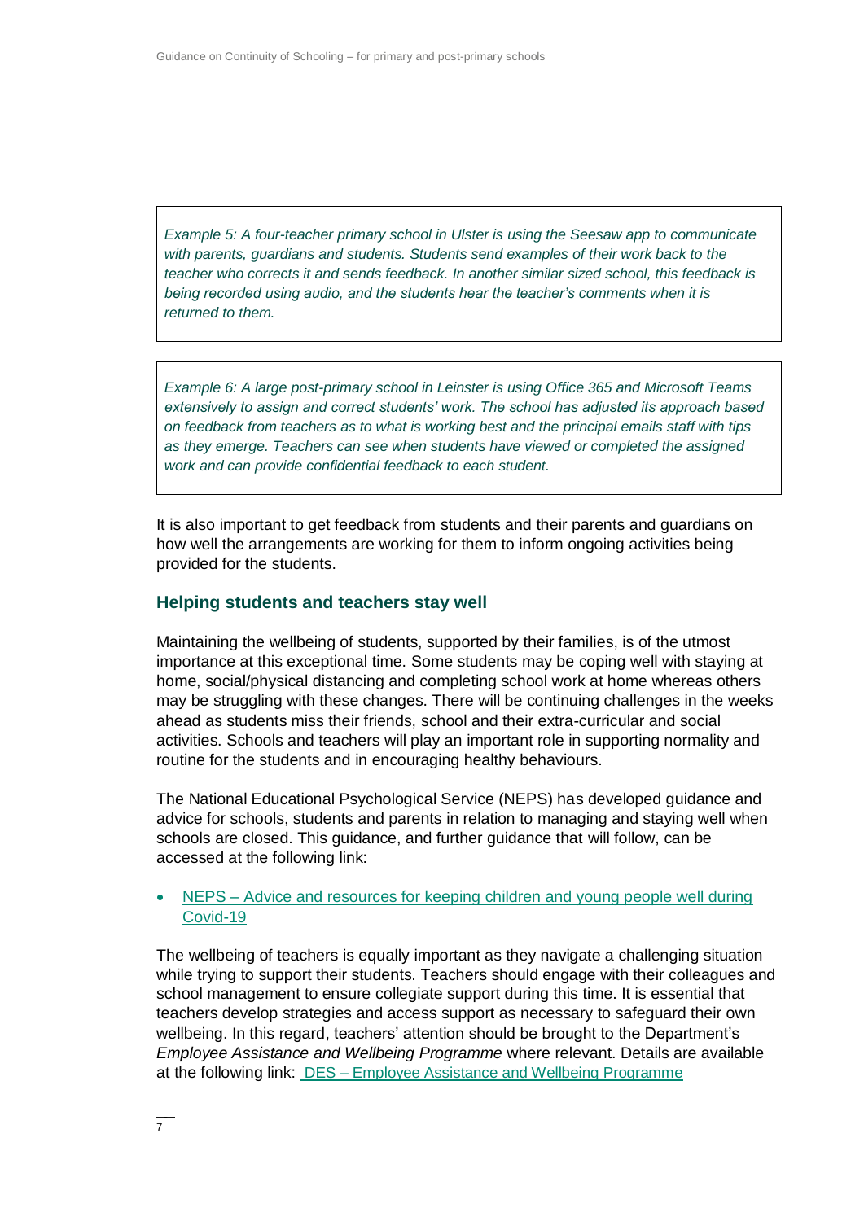*Example 5: A four-teacher primary school in Ulster is using the Seesaw app to communicate with parents, guardians and students. Students send examples of their work back to the teacher who corrects it and sends feedback. In another similar sized school, this feedback is being recorded using audio, and the students hear the teacher's comments when it is returned to them.*

*Example 6: A large post-primary school in Leinster is using Office 365 and Microsoft Teams extensively to assign and correct students' work. The school has adjusted its approach based on feedback from teachers as to what is working best and the principal emails staff with tips as they emerge. Teachers can see when students have viewed or completed the assigned work and can provide confidential feedback to each student.*

It is also important to get feedback from students and their parents and guardians on how well the arrangements are working for them to inform ongoing activities being provided for the students.

## Helping students and teachers stay well

Maintaining the wellbeing of students, supported by their families, is of the utmost importance at this exceptional time. Some students may be coping well with staying at home, social/physical distancing and completing school work at home whereas others may be struggling with these changes. There will be continuing challenges in the weeks ahead as students miss their friends, school and their extra-curricular and social activities. Schools and teachers will play an important role in supporting normality and routine for the students and in encouraging healthy behaviours.

The National Educational Psychological Service (NEPS) has developed guidance and advice for schools, students and parents in relation to managing and staying well when schools are closed. This guidance, and further guidance that will follow, can be accessed at the following link:

- NEPS – Advice and resources for keeping children and young people well during Covid-19

The wellbeing of teachers is equally important as they navigate a challenging situation while trying to support their students. Teachers should engage with their colleagues and school management to ensure collegiate support during this time. It is essential that teachers develop strategies and access support as necessary to safeguard their own wellbeing. In this regard, teachers' attention should be brought to the Department's *Employee Assistance and Wellbeing Programme* where relevant. Details are available at the following link: DES – Employee Assistance and Wellbeing Programme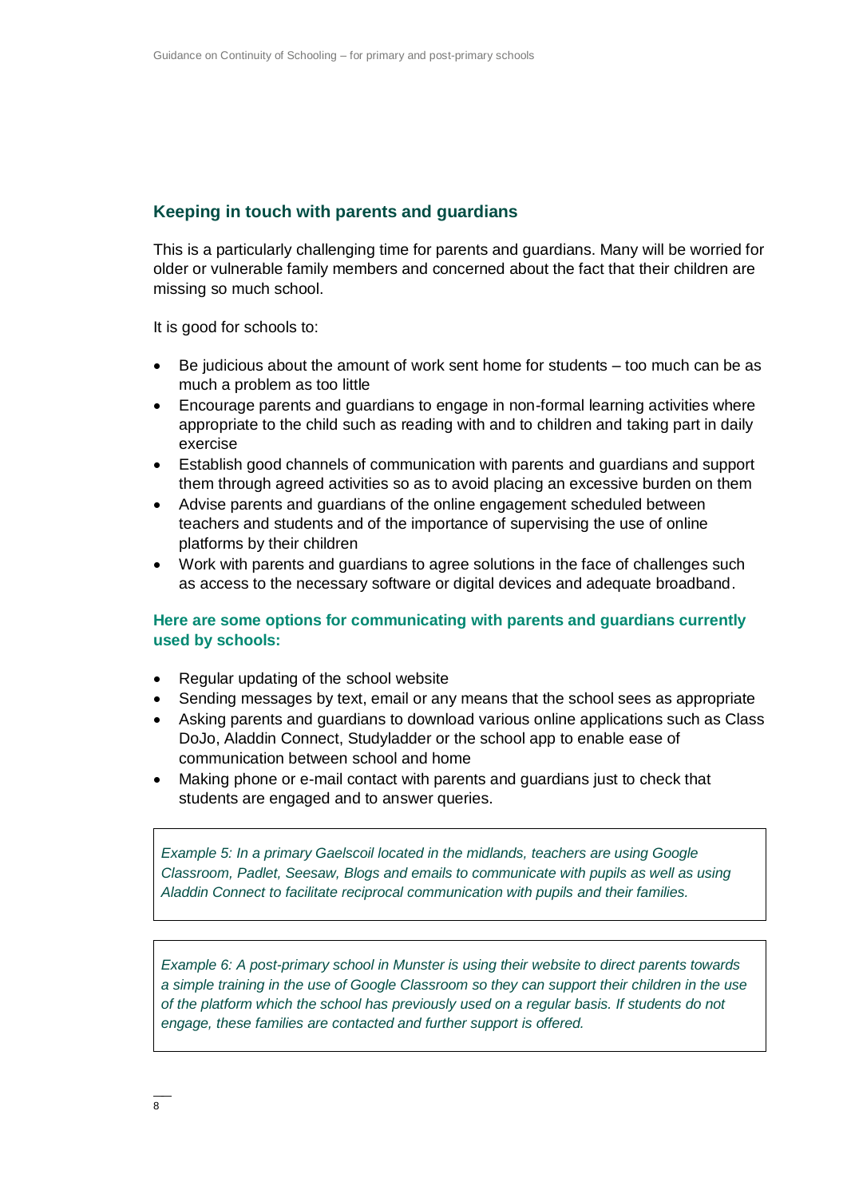## Keeping in touch with parents and guardians

This is a particularly challenging time for parents and guardians. Many will be worried for older or vulnerable family members and concerned about the fact that their children are missing so much school.

It is good for schools to:

- Be judicious about the amount of work sent home for students – too much can be as much a problem as too little
- Encourage parents and guardians to engage in non-formal learning activities where appropriate to the child such as reading with and to children and taking part in daily exercise
- Establish good channels of communication with parents and guardians and support them through agreed activities so as to avoid placing an excessive burden on them
- Advise parents and guardians of the online engagement scheduled between teachers and students and of the importance of supervising the use of online platforms by their children
- Work with parents and guardians to agree solutions in the face of challenges such as access to the necessary software or digital devices and adequate broadband.

### Here are some options for communicating with parents and guardians currently used by schools:

- Regular updating of the school website
- Sending messages by text, email or any means that the school sees as appropriate
- Asking parents and guardians to download various online applications such as Class DoJo, Aladdin Connect, Studyladder or the school app to enable ease of communication between school and home
- Making phone or e-mail contact with parents and guardians just to check that students are engaged and to answer queries.

> *Example 5: In a primary Gaelscoil located in the midlands, teachers are using Google Classroom, Padlet, Seesaw, Blogs and emails to communicate with pupils as well as using Aladdin Connect to facilitate reciprocal communication with pupils and their families.*

> *Example 6: A post-primary school in Munster is using their website to direct parents towards a simple training in the use of Google Classroom so they can support their children in the use of the platform which the school has previously used on a regular basis. If students do not engage, these families are contacted and further support is offered.*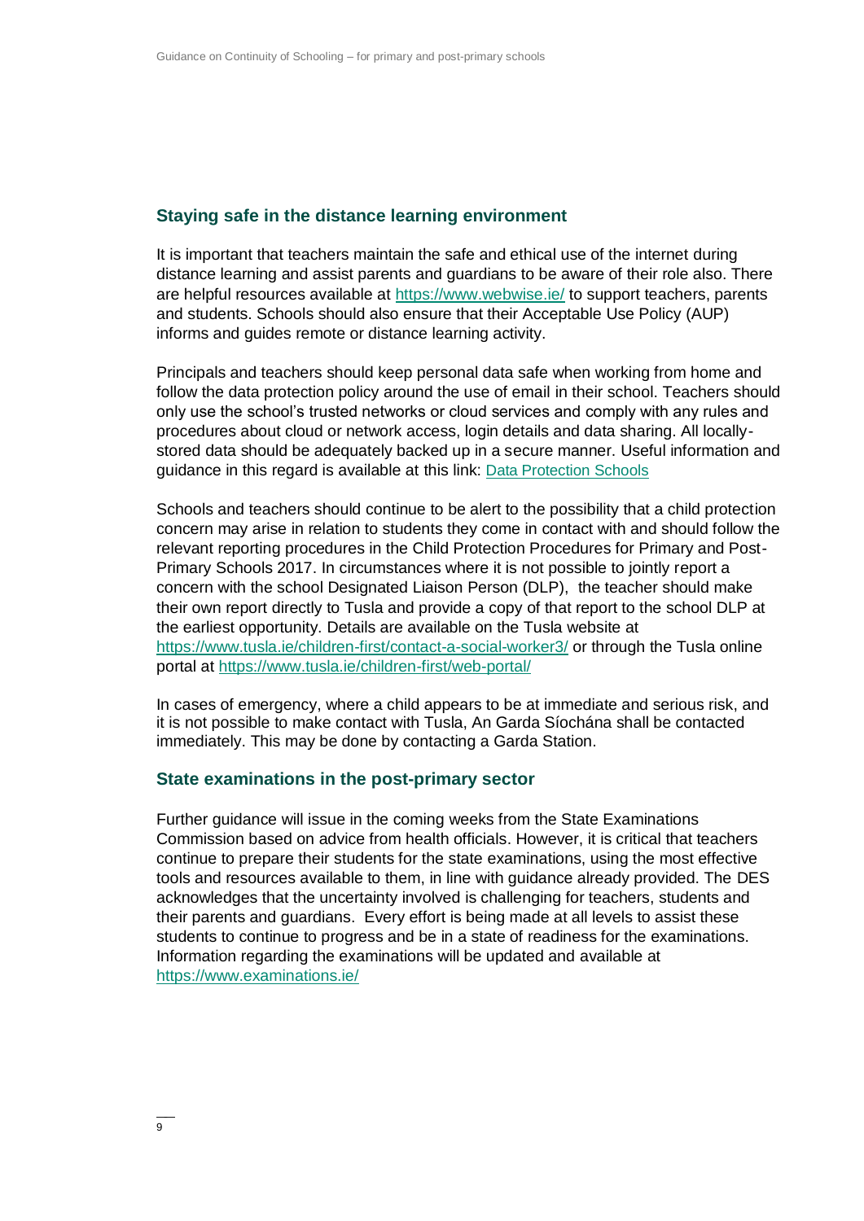## Staying safe in the distance learning environment

It is important that teachers maintain the safe and ethical use of the internet during distance learning and assist parents and guardians to be aware of their role also. There are helpful resources available at https://www.webwise.ie/ to support teachers, parents and students. Schools should also ensure that their Acceptable Use Policy (AUP) informs and guides remote or distance learning activity.

Principals and teachers should keep personal data safe when working from home and follow the data protection policy around the use of email in their school. Teachers should only use the school's trusted networks or cloud services and comply with any rules and procedures about cloud or network access, login details and data sharing. All locally-stored data should be adequately backed up in a secure manner. Useful information and guidance in this regard is available at this link: Data Protection Schools

Schools and teachers should continue to be alert to the possibility that a child protection concern may arise in relation to students they come in contact with and should follow the relevant reporting procedures in the Child Protection Procedures for Primary and Post-Primary Schools 2017. In circumstances where it is not possible to jointly report a concern with the school Designated Liaison Person (DLP), the teacher should make their own report directly to Tusla and provide a copy of that report to the school DLP at the earliest opportunity. Details are available on the Tusla website at https://www.tusla.ie/children-first/contact-a-social-worker3/ or through the Tusla online portal at https://www.tusla.ie/children-first/web-portal/

In cases of emergency, where a child appears to be at immediate and serious risk, and it is not possible to make contact with Tusla, An Garda Síochána shall be contacted immediately. This may be done by contacting a Garda Station.

## State examinations in the post-primary sector

Further guidance will issue in the coming weeks from the State Examinations Commission based on advice from health officials. However, it is critical that teachers continue to prepare their students for the state examinations, using the most effective tools and resources available to them, in line with guidance already provided. The DES acknowledges that the uncertainty involved is challenging for teachers, students and their parents and guardians. Every effort is being made at all levels to assist these students to continue to progress and be in a state of readiness for the examinations. Information regarding the examinations will be updated and available at https://www.examinations.ie/